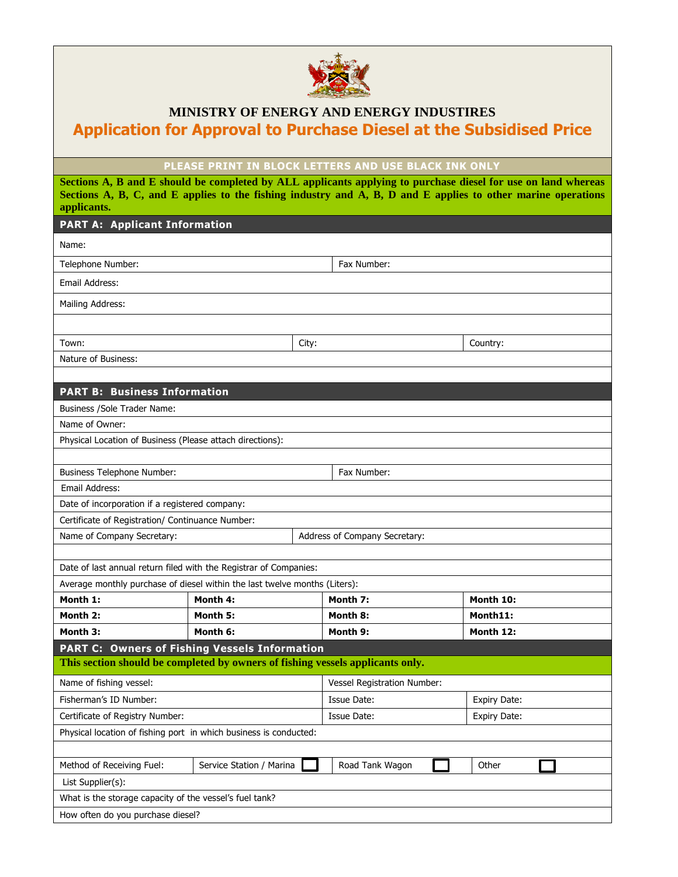**MINISTRY OF ENERGY AND ENERGY INDUSTIRES**

# Application for Approval to Purchase Diesel at the Subsidised Price

**PLEASE PRINT IN BLOCK LETTERS AND USE BLACK INK ONLY**

**Sections A, B and E should be completed by ALL applicants applying to purchase diesel for use on land whereas Sections A, B, C, and E applies to the fishing industry and A, B, D and E applies to other marine operations applicants.**

## PART A: Applicant Information

| | | |
|---|---|---|
| Name: | | |
| Telephone Number: | Fax Number: | |
| Email Address: | | |
| Mailing Address: | | |
| | | |
| Town: | City: | Country: |
| Nature of Business: | | |
| | | |

## PART B: Business Information

| | | | |
|---|---|---|---|
| Business /Sole Trader Name: | | | |
| Name of Owner: | | | |
| Physical Location of Business (Please attach directions): | | | |
| | | | |
| Business Telephone Number: | | Fax Number: | |
| Email Address: | | | |
| Date of incorporation if a registered company: | | | |
| Certificate of Registration/ Continuance Number: | | | |
| Name of Company Secretary: | | Address of Company Secretary: | |
| | | | |
| Date of last annual return filed with the Registrar of Companies: | | | |
| Average monthly purchase of diesel within the last twelve months (Liters): | | | |
| **Month 1:** | **Month 4:** | **Month 7:** | **Month 10:** |
| **Month 2:** | **Month 5:** | **Month 8:** | **Month11:** |
| **Month 3:** | **Month 6:** | **Month 9:** | **Month 12:** |

## PART C: Owners of Fishing Vessels Information

**This section should be completed by owners of fishing vessels applicants only.**

| | | | |
|---|---|---|---|
| Name of fishing vessel: | | Vessel Registration Number: | |
| Fisherman's ID Number: | | Issue Date: | Expiry Date: |
| Certificate of Registry Number: | | Issue Date: | Expiry Date: |
| Physical location of fishing port in which business is conducted: | | | |
| | | | |
| Method of Receiving Fuel: | Service Station / Marina ☐ | Road Tank Wagon ☐ | Other ☐ |
| List Supplier(s): | | | |
| What is the storage capacity of the vessel's fuel tank? | | | |
| How often do you purchase diesel? | | | |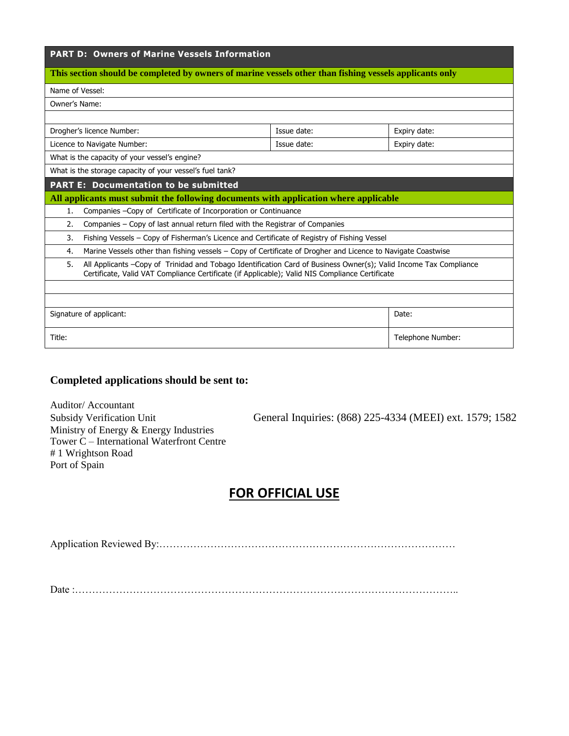| | | |
|---|---|---|
| **PART D: Owners of Marine Vessels Information** | | |
| **This section should be completed by owners of marine vessels other than fishing vessels applicants only** | | |
| Name of Vessel: | | |
| Owner's Name: | | |
| | | |
| Drogher's licence Number: | Issue date: | Expiry date: |
| Licence to Navigate Number: | Issue date: | Expiry date: |
| What is the capacity of your vessel's engine? | | |
| What is the storage capacity of your vessel's fuel tank? | | |

| | |
|---|---|
| **PART E: Documentation to be submitted** | |
| **All applicants must submit the following documents with application where applicable** | |
| 1. | Companies –Copy of Certificate of Incorporation or Continuance |
| 2. | Companies – Copy of last annual return filed with the Registrar of Companies |
| 3. | Fishing Vessels – Copy of Fisherman's Licence and Certificate of Registry of Fishing Vessel |
| 4. | Marine Vessels other than fishing vessels – Copy of Certificate of Drogher and Licence to Navigate Coastwise |
| 5. | All Applicants –Copy of Trinidad and Tobago Identification Card of Business Owner(s); Valid Income Tax Compliance Certificate, Valid VAT Compliance Certificate (if Applicable); Valid NIS Compliance Certificate |
| | |
| | |

| | |
|---|---|
| Signature of applicant: | Date: |
| Title: | Telephone Number: |

**Completed applications should be sent to:**

Auditor/ Accountant
Subsidy Verification Unit
Ministry of Energy & Energy Industries
Tower C – International Waterfront Centre
# 1 Wrightson Road
Port of Spain

General Inquiries: (868) 225-4334 (MEEI) ext. 1579; 1582

## FOR OFFICIAL USE

Application Reviewed By:…………………………………………………………………………

Date :……………………………………………………………………………………………..